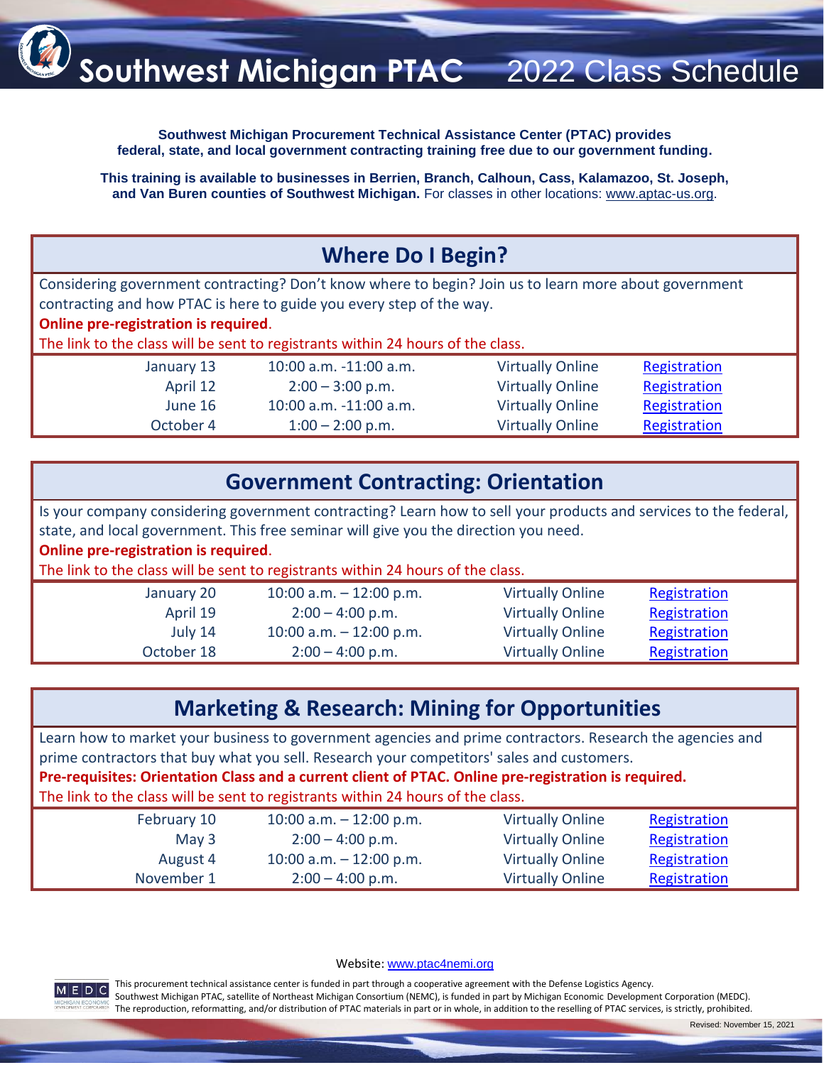# Southwest Michigan PTAC 2022 Class Schedule

**Southwest Michigan Procurement Technical Assistance Center (PTAC) provides federal, state, and local government contracting training free due to our government funding.**

**This training is available to businesses in Berrien, Branch, Calhoun, Cass, Kalamazoo, St. Joseph, and Van Buren counties of Southwest Michigan.** For classes in other locations: www.aptac-us.org.

## Where Do I Begin?

Considering government contracting? Don't know where to begin? Join us to learn more about government contracting and how PTAC is here to guide you every step of the way.

**Online pre-registration is required**.

The link to the class will be sent to registrants within 24 hours of the class.

| Date | Time | Location | Registration |
|---|---|---|---|
| January 13 | 10:00 a.m. -11:00 a.m. | Virtually Online | Registration |
| April 12 | 2:00 – 3:00 p.m. | Virtually Online | Registration |
| June 16 | 10:00 a.m. -11:00 a.m. | Virtually Online | Registration |
| October 4 | 1:00 – 2:00 p.m. | Virtually Online | Registration |

## Government Contracting: Orientation

Is your company considering government contracting? Learn how to sell your products and services to the federal, state, and local government. This free seminar will give you the direction you need.

**Online pre-registration is required**.

The link to the class will be sent to registrants within 24 hours of the class.

| Date | Time | Location | Registration |
|---|---|---|---|
| January 20 | 10:00 a.m. – 12:00 p.m. | Virtually Online | Registration |
| April 19 | 2:00 – 4:00 p.m. | Virtually Online | Registration |
| July 14 | 10:00 a.m. – 12:00 p.m. | Virtually Online | Registration |
| October 18 | 2:00 – 4:00 p.m. | Virtually Online | Registration |

## Marketing & Research: Mining for Opportunities

Learn how to market your business to government agencies and prime contractors. Research the agencies and prime contractors that buy what you sell. Research your competitors' sales and customers.

**Pre-requisites: Orientation Class and a current client of PTAC. Online pre-registration is required.**

The link to the class will be sent to registrants within 24 hours of the class.

| Date | Time | Location | Registration |
|---|---|---|---|
| February 10 | 10:00 a.m. – 12:00 p.m. | Virtually Online | Registration |
| May 3 | 2:00 – 4:00 p.m. | Virtually Online | Registration |
| August 4 | 10:00 a.m. – 12:00 p.m. | Virtually Online | Registration |
| November 1 | 2:00 – 4:00 p.m. | Virtually Online | Registration |

Website: www.ptac4nemi.org

This procurement technical assistance center is funded in part through a cooperative agreement with the Defense Logistics Agency.
Southwest Michigan PTAC, satellite of Northeast Michigan Consortium (NEMC), is funded in part by Michigan Economic Development Corporation (MEDC).
The reproduction, reformatting, and/or distribution of PTAC materials in part or in whole, in addition to the reselling of PTAC services, is strictly, prohibited.

Revised: November 15, 2021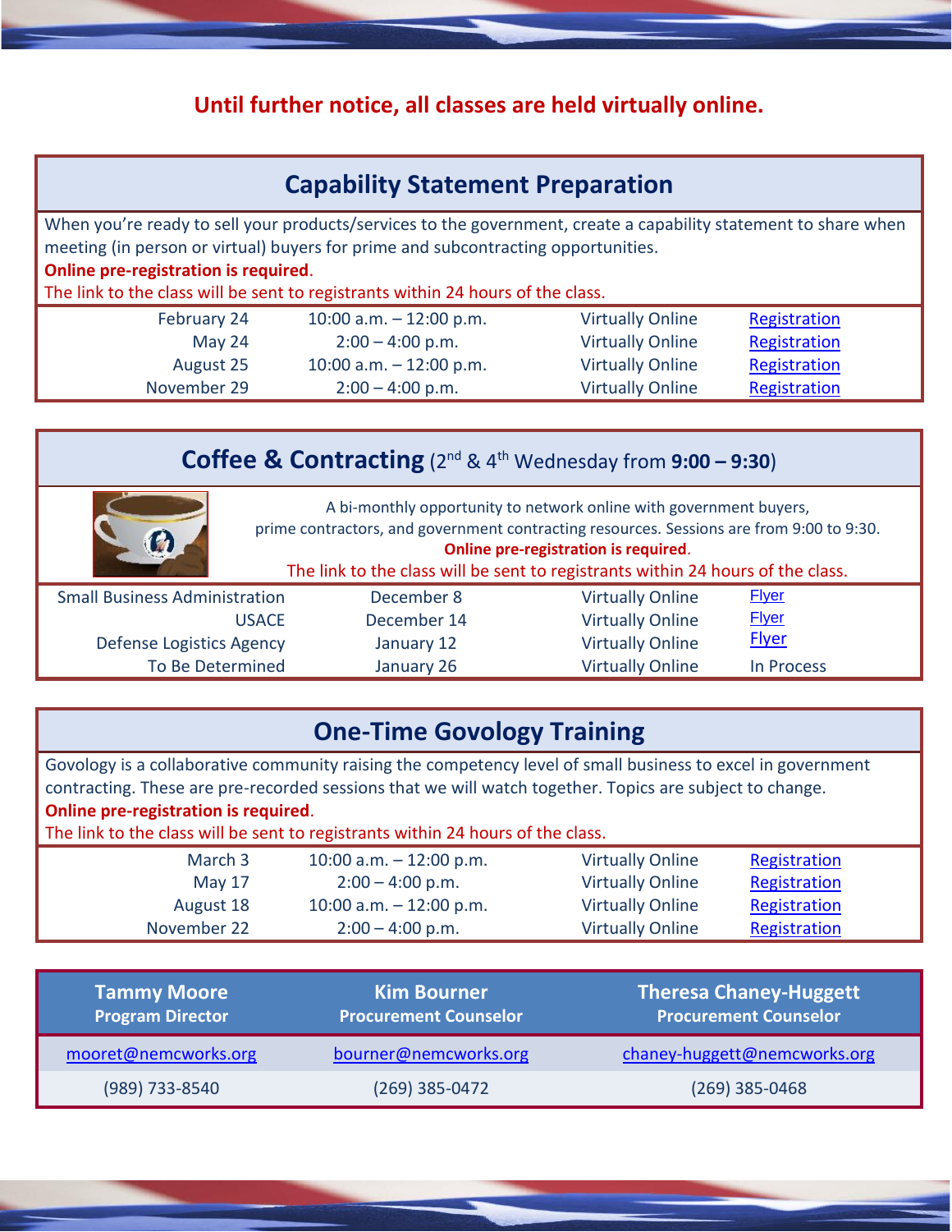**Until further notice, all classes are held virtually online.**

## Capability Statement Preparation

When you're ready to sell your products/services to the government, create a capability statement to share when meeting (in person or virtual) buyers for prime and subcontracting opportunities.

**Online pre-registration is required**.

The link to the class will be sent to registrants within 24 hours of the class.

| | | | |
|---|---|---|---|
| February 24 | 10:00 a.m. – 12:00 p.m. | Virtually Online | Registration |
| May 24 | 2:00 – 4:00 p.m. | Virtually Online | Registration |
| August 25 | 10:00 a.m. – 12:00 p.m. | Virtually Online | Registration |
| November 29 | 2:00 – 4:00 p.m. | Virtually Online | Registration |

## Coffee & Contracting (2nd & 4th Wednesday from **9:00 – 9:30**)

A bi-monthly opportunity to network online with government buyers, prime contractors, and government contracting resources. Sessions are from 9:00 to 9:30.

**Online pre-registration is required**.

The link to the class will be sent to registrants within 24 hours of the class.

| | | | |
|---|---|---|---|
| Small Business Administration | December 8 | Virtually Online | Flyer |
| USACE | December 14 | Virtually Online | Flyer |
| Defense Logistics Agency | January 12 | Virtually Online | Flyer |
| To Be Determined | January 26 | Virtually Online | In Process |

## One-Time Govology Training

Govology is a collaborative community raising the competency level of small business to excel in government contracting. These are pre-recorded sessions that we will watch together. Topics are subject to change.

**Online pre-registration is required**.

The link to the class will be sent to registrants within 24 hours of the class.

| | | | |
|---|---|---|---|
| March 3 | 10:00 a.m. – 12:00 p.m. | Virtually Online | Registration |
| May 17 | 2:00 – 4:00 p.m. | Virtually Online | Registration |
| August 18 | 10:00 a.m. – 12:00 p.m. | Virtually Online | Registration |
| November 22 | 2:00 – 4:00 p.m. | Virtually Online | Registration |

| **Tammy Moore**<br>**Program Director** | **Kim Bourner**<br>**Procurement Counselor** | **Theresa Chaney-Huggett**<br>**Procurement Counselor** |
|---|---|---|
| mooret@nemcworks.org | bourner@nemcworks.org | chaney-huggett@nemcworks.org |
| (989) 733-8540 | (269) 385-0472 | (269) 385-0468 |